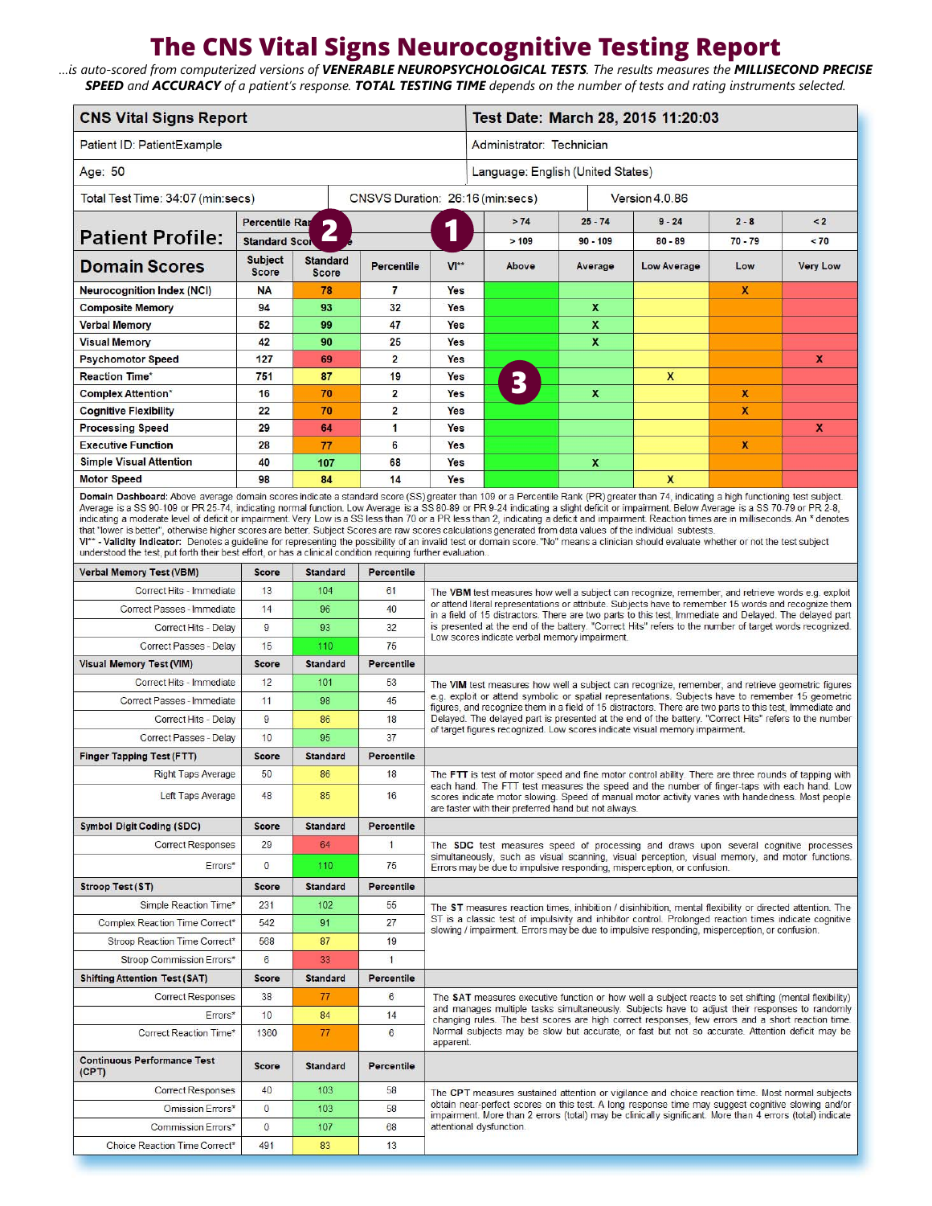# The CNS Vital Signs Neurocognitive Testing Report

*...is auto-scored from computerized versions of* ***VENERABLE NEUROPSYCHOLOGICAL TESTS****. The results measures the* ***MILLISECOND PRECISE SPEED*** *and* ***ACCURACY*** *of a patient's response.* ***TOTAL TESTING TIME*** *depends on the number of tests and rating instruments selected.*

| CNS Vital Signs Report | Test Date: March 28, 2015 11:20:03 |
|---|---|
| Patient ID: PatientExample | Administrator: Technician |
| Age: 50 | Language: English (United States) |
| Total Test Time: 34:07 (min:secs) / CNSVS Duration: 26:16 (min:secs) | Version 4.0.86 |

| Patient Profile: | Percentile Rank | | | | > 74 | 25 - 74 | 9 - 24 | 2 - 8 | < 2 |
|---|---|---|---|---|---|---|---|---|---|
| | Standard Score | | | | > 109 | 90 - 109 | 80 - 89 | 70 - 79 | < 70 |
| **Domain Scores** | **Subject Score** | **Standard Score** | **Percentile** | **VI\*\*** | **Above** | **Average** | **Low Average** | **Low** | **Very Low** |
| Neurocognition Index (NCI) | NA | 78 | 7 | Yes | | | | X | |
| Composite Memory | 94 | 93 | 32 | Yes | | X | | | |
| Verbal Memory | 52 | 99 | 47 | Yes | | X | | | |
| Visual Memory | 42 | 90 | 25 | Yes | | X | | | |
| Psychomotor Speed | 127 | 69 | 2 | Yes | | | | | X |
| Reaction Time* | 751 | 87 | 19 | Yes | | | X | | |
| Complex Attention* | 16 | 70 | 2 | Yes | | X | | X | |
| Cognitive Flexibility | 22 | 70 | 2 | Yes | | | | X | |
| Processing Speed | 29 | 64 | 1 | Yes | | | | | X |
| Executive Function | 28 | 77 | 6 | Yes | | | | X | |
| Simple Visual Attention | 40 | 107 | 68 | Yes | | X | | | |
| Motor Speed | 98 | 84 | 14 | Yes | | | X | | |

**Domain Dashboard:** Above average domain scores indicate a standard score (SS) greater than 109 or a Percentile Rank (PR) greater than 74, indicating a high functioning test subject. Average is a SS 90-109 or PR 25-74, indicating normal function. Low Average is a SS 80-89 or PR 9-24 indicating a slight deficit or impairment. Below Average is a SS 70-79 or PR 2-8, indicating a moderate level of deficit or impairment. Very Low is a SS less than 70 or a PR less than 2, indicating a deficit and impairment. Reaction times are in milliseconds. An * denotes that "lower is better", otherwise higher scores are better. Subject Scores are raw scores calculations generated from data values of the individual subtests.
**VI\*\* - Validity Indicator:** Denotes a guideline for representing the possibility of an invalid test or domain score. "No" means a clinician should evaluate whether or not the test subject understood the test, put forth their best effort, or has a clinical condition requiring further evaluation.

| Verbal Memory Test (VBM) | Score | Standard | Percentile |
|---|---|---|---|
| Correct Hits - Immediate | 13 | 104 | 61 |
| Correct Passes - Immediate | 14 | 96 | 40 |
| Correct Hits - Delay | 9 | 93 | 32 |
| Correct Passes - Delay | 15 | 110 | 75 |

The **VBM** test measures how well a subject can recognize, remember, and retrieve words e.g. exploit or attend literal representations or attribute. Subjects have to remember 15 words and recognize them in a field of 15 distractors. There are two parts to this test, Immediate and Delayed. The delayed part is presented at the end of the battery. "Correct Hits" refers to the number of target words recognized. Low scores indicate verbal memory impairment.

| Visual Memory Test (VIM) | Score | Standard | Percentile |
|---|---|---|---|
| Correct Hits - Immediate | 12 | 101 | 53 |
| Correct Passes - Immediate | 11 | 98 | 45 |
| Correct Hits - Delay | 9 | 86 | 18 |
| Correct Passes - Delay | 10 | 95 | 37 |

The **VIM** test measures how well a subject can recognize, remember, and retrieve geometric figures e.g. exploit or attend symbolic or spatial representations. Subjects have to remember 15 geometric figures, and recognize them in a field of 15 distractors. There are two parts to this test, Immediate and Delayed. The delayed part is presented at the end of the battery. "Correct Hits" refers to the number of target figures recognized. Low scores indicate visual memory impairment.

| Finger Tapping Test (FTT) | Score | Standard | Percentile |
|---|---|---|---|
| Right Taps Average | 50 | 86 | 18 |
| Left Taps Average | 48 | 85 | 16 |

The **FTT** is test of motor speed and fine motor control ability. There are three rounds of tapping with each hand. The FTT test measures the speed and the number of finger-taps with each hand. Low scores indicate motor slowing. Speed of manual motor activity varies with handedness. Most people are faster with their preferred hand but not always.

| Symbol Digit Coding (SDC) | Score | Standard | Percentile |
|---|---|---|---|
| Correct Responses | 29 | 64 | 1 |
| Errors* | 0 | 110 | 75 |

The **SDC** test measures speed of processing and draws upon several cognitive processes simultaneously, such as visual scanning, visual perception, visual memory, and motor functions. Errors may be due to impulsive responding, misperception, or confusion.

| Stroop Test (ST) | Score | Standard | Percentile |
|---|---|---|---|
| Simple Reaction Time* | 231 | 102 | 55 |
| Complex Reaction Time Correct* | 542 | 91 | 27 |
| Stroop Reaction Time Correct* | 568 | 87 | 19 |
| Stroop Commission Errors* | 6 | 33 | 1 |

The **ST** measures reaction times, inhibition / disinhibition, mental flexibility or directed attention. The ST is a classic test of impulsivity and inhibitor control. Prolonged reaction times indicate cognitive slowing / impairment. Errors may be due to impulsive responding, misperception, or confusion.

| Shifting Attention Test (SAT) | Score | Standard | Percentile |
|---|---|---|---|
| Correct Responses | 38 | 77 | 6 |
| Errors* | 10 | 84 | 14 |
| Correct Reaction Time* | 1360 | 77 | 6 |

The **SAT** measures executive function or how well a subject reacts to set shifting (mental flexibility) and manages multiple tasks simultaneously. Subjects have to adjust their responses to randomly changing rules. The best scores are high correct responses, few errors and a short reaction time. Normal subjects may be slow but accurate, or fast but not so accurate. Attention deficit may be apparent.

| Continuous Performance Test (CPT) | Score | Standard | Percentile |
|---|---|---|---|
| Correct Responses | 40 | 103 | 58 |
| Omission Errors* | 0 | 103 | 58 |
| Commission Errors* | 0 | 107 | 68 |
| Choice Reaction Time Correct* | 491 | 83 | 13 |

The **CPT** measures sustained attention or vigilance and choice reaction time. Most normal subjects obtain near-perfect scores on this test. A long response time may suggest cognitive slowing and/or impairment. More than 2 errors (total) may be clinically significant. More than 4 errors (total) indicate attentional dysfunction.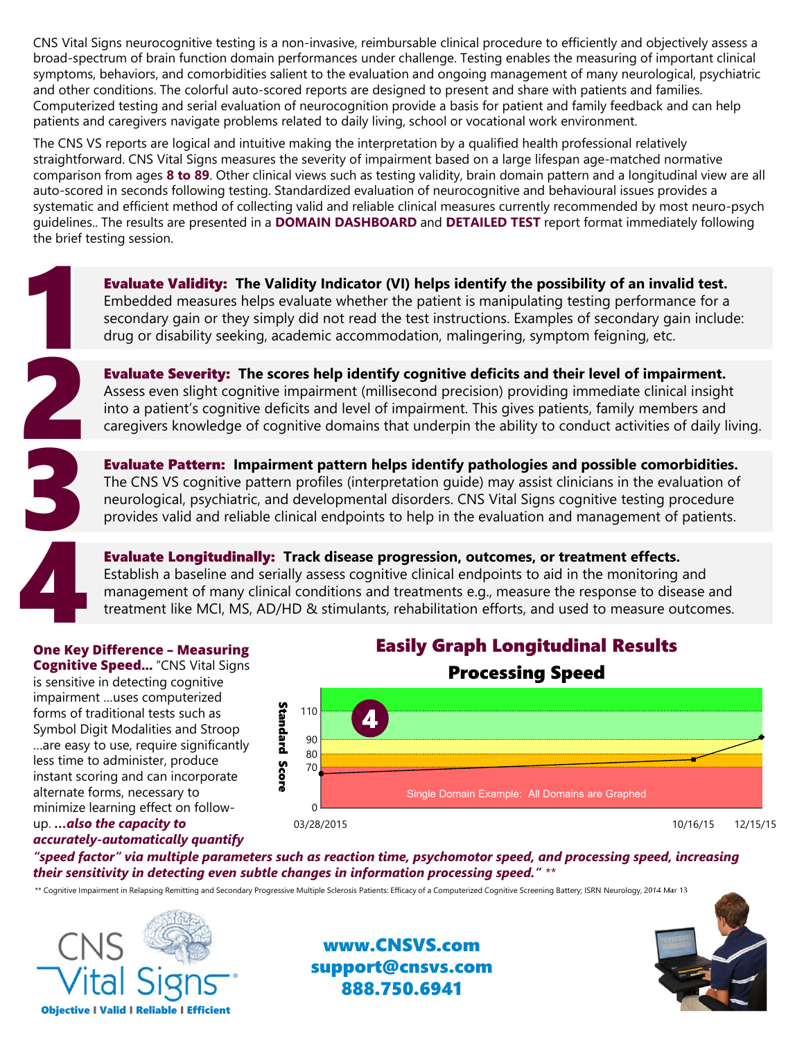CNS Vital Signs neurocognitive testing is a non-invasive, reimbursable clinical procedure to efficiently and objectively assess a broad-spectrum of brain function domain performances under challenge. Testing enables the measuring of important clinical symptoms, behaviors, and comorbidities salient to the evaluation and ongoing management of many neurological, psychiatric and other conditions. The colorful auto-scored reports are designed to present and share with patients and families. Computerized testing and serial evaluation of neurocognition provide a basis for patient and family feedback and can help patients and caregivers navigate problems related to daily living, school or vocational work environment.

The CNS VS reports are logical and intuitive making the interpretation by a qualified health professional relatively straightforward. CNS Vital Signs measures the severity of impairment based on a large lifespan age-matched normative comparison from ages **8 to 89**. Other clinical views such as testing validity, brain domain pattern and a longitudinal view are all auto-scored in seconds following testing. Standardized evaluation of neurocognitive and behavioural issues provides a systematic and efficient method of collecting valid and reliable clinical measures currently recommended by most neuro-psych guidelines.. The results are presented in a **DOMAIN DASHBOARD** and **DETAILED TEST** report format immediately following the brief testing session.

**1**

**Evaluate Validity: The Validity Indicator (VI) helps identify the possibility of an invalid test.** Embedded measures helps evaluate whether the patient is manipulating testing performance for a secondary gain or they simply did not read the test instructions. Examples of secondary gain include: drug or disability seeking, academic accommodation, malingering, symptom feigning, etc.

**2**

**Evaluate Severity: The scores help identify cognitive deficits and their level of impairment.** Assess even slight cognitive impairment (millisecond precision) providing immediate clinical insight into a patient's cognitive deficits and level of impairment. This gives patients, family members and caregivers knowledge of cognitive domains that underpin the ability to conduct activities of daily living.

**3**

**Evaluate Pattern: Impairment pattern helps identify pathologies and possible comorbidities.** The CNS VS cognitive pattern profiles (interpretation guide) may assist clinicians in the evaluation of neurological, psychiatric, and developmental disorders. CNS Vital Signs cognitive testing procedure provides valid and reliable clinical endpoints to help in the evaluation and management of patients.

**4**

**Evaluate Longitudinally: Track disease progression, outcomes, or treatment effects.** Establish a baseline and serially assess cognitive clinical endpoints to aid in the monitoring and management of many clinical conditions and treatments e.g., measure the response to disease and treatment like MCI, MS, AD/HD & stimulants, rehabilitation efforts, and used to measure outcomes.

## Easily Graph Longitudinal Results

### Processing Speed

4

Standard Score

110
90
80
70
0

Single Domain Example: All Domains are Graphed

03/28/2015
10/16/15
12/15/15

**One Key Difference – Measuring Cognitive Speed...** "CNS Vital Signs is sensitive in detecting cognitive impairment ...uses computerized forms of traditional tests such as Symbol Digit Modalities and Stroop ...are easy to use, require significantly less time to administer, produce instant scoring and can incorporate alternate forms, necessary to minimize learning effect on follow-up. ***...also the capacity to accurately-automatically quantify "speed factor" via multiple parameters such as reaction time, psychomotor speed, and processing speed, increasing their sensitivity in detecting even subtle changes in information processing speed."*** **

** Cognitive Impairment in Relapsing Remitting and Secondary Progressive Multiple Sclerosis Patients: Efficacy of a Computerized Cognitive Screening Battery; ISRN Neurology, 2014 Mar 13

CNS Vital Signs®

Objective I Valid I Reliable I Efficient

**www.CNSVS.com**
**support@cnsvs.com**
**888.750.6941**